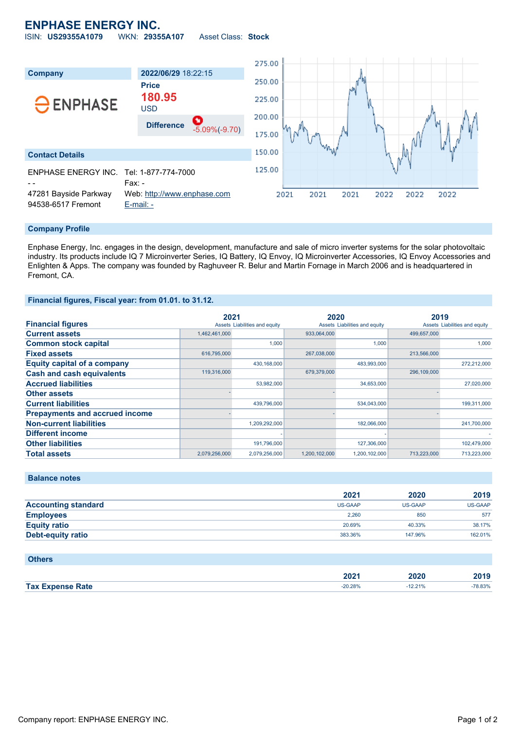# ENPHASE ENERGY INC.

ISIN: **US29355A1079** WKN: **29355A107** Asset Class: **Stock**

| Company | 2022/06/29 18:22:15 |
|---|---|
| ENPHASE | **Price** |
| | **180.95** |
| | USD |
| | **Difference** -5.09%(-9.70) |

## Contact Details

ENPHASE ENERGY INC.
- -
47281 Bayside Parkway
94538-6517 Fremont

Tel: 1-877-774-7000
Fax: -
Web: http://www.enphase.com
E-mail: -

## Company Profile

Enphase Energy, Inc. engages in the design, development, manufacture and sale of micro inverter systems for the solar photovoltaic industry. Its products include IQ 7 Microinverter Series, IQ Battery, IQ Envoy, IQ Microinverter Accessories, IQ Envoy Accessories and Enlighten & Apps. The company was founded by Raghuveer R. Belur and Martin Fornage in March 2006 and is headquartered in Fremont, CA.

## Financial figures, Fiscal year: from 01.01. to 31.12.

| Financial figures | 2021 Assets | 2021 Liabilities and equity | 2020 Assets | 2020 Liabilities and equity | 2019 Assets | 2019 Liabilities and equity |
|---|---|---|---|---|---|---|
| Current assets | 1,462,461,000 | | 933,064,000 | | 499,657,000 | |
| Common stock capital | | 1,000 | | 1,000 | | 1,000 |
| Fixed assets | 616,795,000 | | 267,038,000 | | 213,566,000 | |
| Equity capital of a company | | 430,168,000 | | 483,993,000 | | 272,212,000 |
| Cash and cash equivalents | 119,316,000 | | 679,379,000 | | 296,109,000 | |
| Accrued liabilities | | 53,982,000 | | 34,653,000 | | 27,020,000 |
| Other assets | - | | - | | - | |
| Current liabilities | | 439,796,000 | | 534,043,000 | | 199,311,000 |
| Prepayments and accrued income | - | | - | | - | |
| Non-current liabilities | | 1,209,292,000 | | 182,066,000 | | 241,700,000 |
| Different income | | - | | - | | - |
| Other liabilities | | 191,796,000 | | 127,306,000 | | 102,479,000 |
| Total assets | 2,079,256,000 | 2,079,256,000 | 1,200,102,000 | 1,200,102,000 | 713,223,000 | 713,223,000 |

## Balance notes

| | 2021 | 2020 | 2019 |
|---|---|---|---|
| Accounting standard | US-GAAP | US-GAAP | US-GAAP |
| Employees | 2,260 | 850 | 577 |
| Equity ratio | 20.69% | 40.33% | 38.17% |
| Debt-equity ratio | 383.36% | 147.96% | 162.01% |

## Others

| | 2021 | 2020 | 2019 |
|---|---|---|---|
| Tax Expense Rate | -20.28% | -12.21% | -78.83% |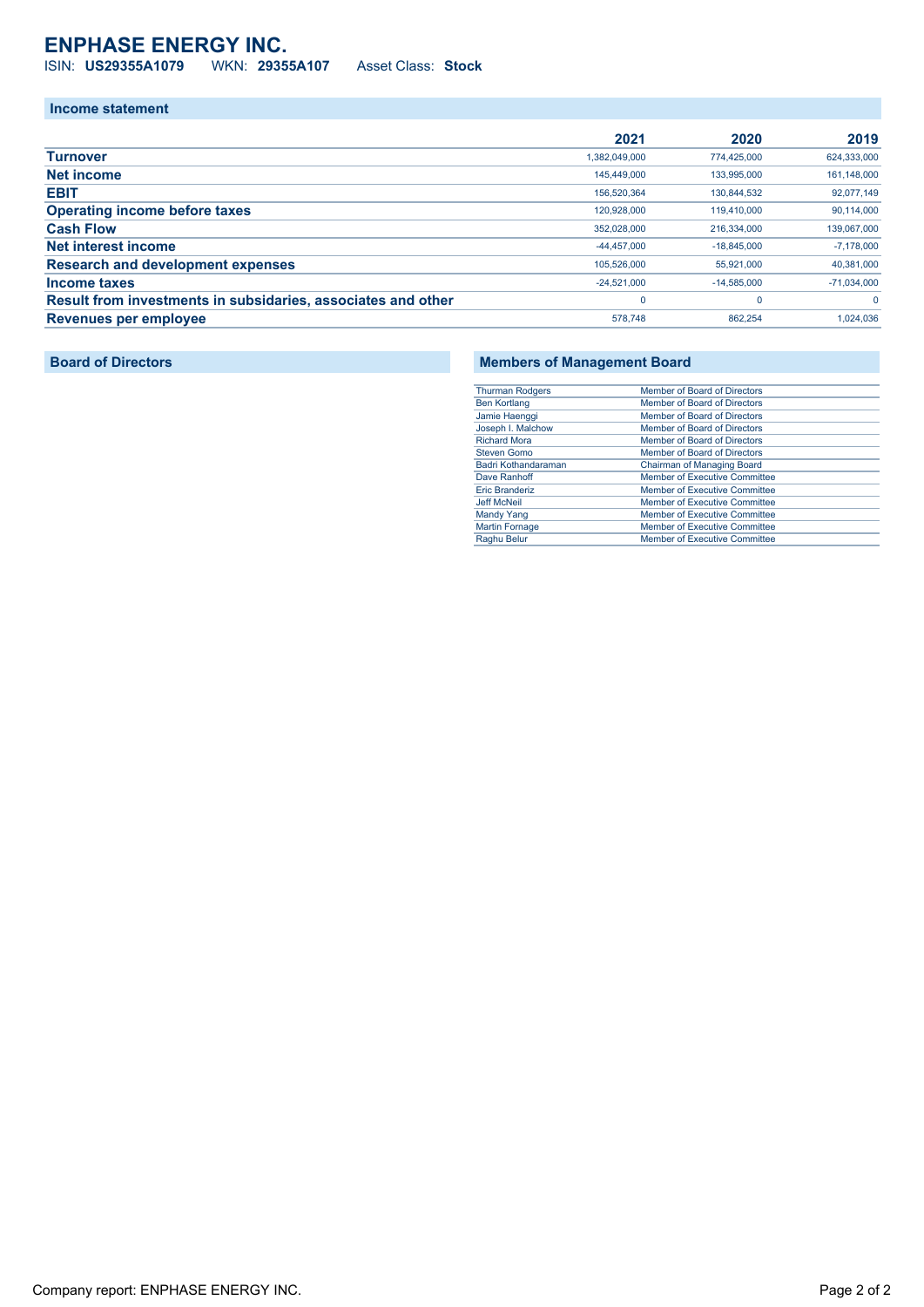# ENPHASE ENERGY INC.

ISIN: **US29355A1079** WKN: **29355A107** Asset Class: **Stock**

## Income statement

| | 2021 | 2020 | 2019 |
|---|---|---|---|
| **Turnover** | 1,382,049,000 | 774,425,000 | 624,333,000 |
| **Net income** | 145,449,000 | 133,995,000 | 161,148,000 |
| **EBIT** | 156,520,364 | 130,844,532 | 92,077,149 |
| **Operating income before taxes** | 120,928,000 | 119,410,000 | 90,114,000 |
| **Cash Flow** | 352,028,000 | 216,334,000 | 139,067,000 |
| **Net interest income** | -44,457,000 | -18,845,000 | -7,178,000 |
| **Research and development expenses** | 105,526,000 | 55,921,000 | 40,381,000 |
| **Income taxes** | -24,521,000 | -14,585,000 | -71,034,000 |
| **Result from investments in subsidaries, associates and other** | 0 | 0 | 0 |
| **Revenues per employee** | 578,748 | 862,254 | 1,024,036 |

## Board of Directors

## Members of Management Board

| | |
|---|---|
| Thurman Rodgers | Member of Board of Directors |
| Ben Kortlang | Member of Board of Directors |
| Jamie Haenggi | Member of Board of Directors |
| Joseph I. Malchow | Member of Board of Directors |
| Richard Mora | Member of Board of Directors |
| Steven Gomo | Member of Board of Directors |
| Badri Kothandaraman | Chairman of Managing Board |
| Dave Ranhoff | Member of Executive Committee |
| Eric Branderiz | Member of Executive Committee |
| Jeff McNeil | Member of Executive Committee |
| Mandy Yang | Member of Executive Committee |
| Martin Fornage | Member of Executive Committee |
| Raghu Belur | Member of Executive Committee |